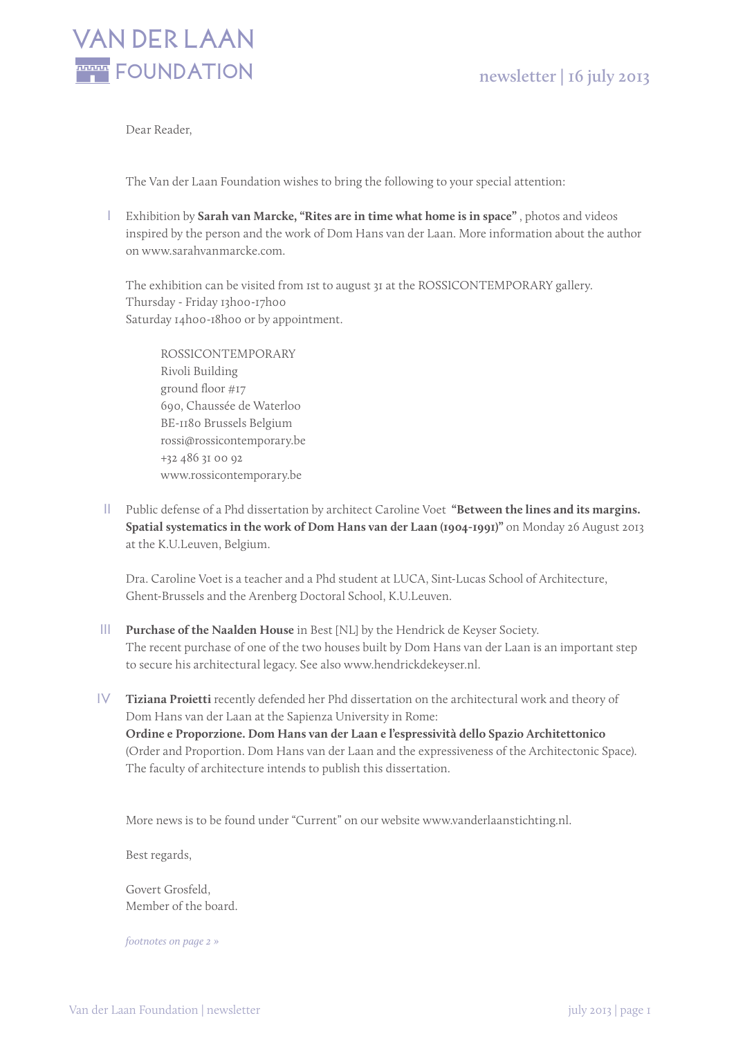# VAN DER LAAN FOUNDATION

newsletter | 16 july 2013

Dear Reader,

The Van der Laan Foundation wishes to bring the following to your special attention:

I Exhibition by **Sarah van Marcke, "Rites are in time what home is in space"** , photos and videos inspired by the person and the work of Dom Hans van der Laan. More information about the author on www.sarahvanmarcke.com.

The exhibition can be visited from 1st to august 31 at the ROSSICONTEMPORARY gallery.
Thursday - Friday 13h00-17h00
Saturday 14h00-18h00 or by appointment.

> ROSSICONTEMPORARY
> Rivoli Building
> ground floor #17
> 690, Chaussée de Waterloo
> BE-1180 Brussels Belgium
> rossi@rossicontemporary.be
> +32 486 31 00 92
> www.rossicontemporary.be

II Public defense of a Phd dissertation by architect Caroline Voet **"Between the lines and its margins. Spatial systematics in the work of Dom Hans van der Laan (1904-1991)"** on Monday 26 August 2013 at the K.U.Leuven, Belgium.

Dra. Caroline Voet is a teacher and a Phd student at LUCA, Sint-Lucas School of Architecture, Ghent-Brussels and the Arenberg Doctoral School, K.U.Leuven.

III **Purchase of the Naalden House** in Best [NL] by the Hendrick de Keyser Society.
The recent purchase of one of the two houses built by Dom Hans van der Laan is an important step to secure his architectural legacy. See also www.hendrickdekeyser.nl.

IV **Tiziana Proietti** recently defended her Phd dissertation on the architectural work and theory of Dom Hans van der Laan at the Sapienza University in Rome:
**Ordine e Proporzione. Dom Hans van der Laan e l'espressività dello Spazio Architettonico** (Order and Proportion. Dom Hans van der Laan and the expressiveness of the Architectonic Space).
The faculty of architecture intends to publish this dissertation.

More news is to be found under "Current" on our website www.vanderlaanstichting.nl.

Best regards,

Govert Grosfeld,
Member of the board.

*footnotes on page 2 »*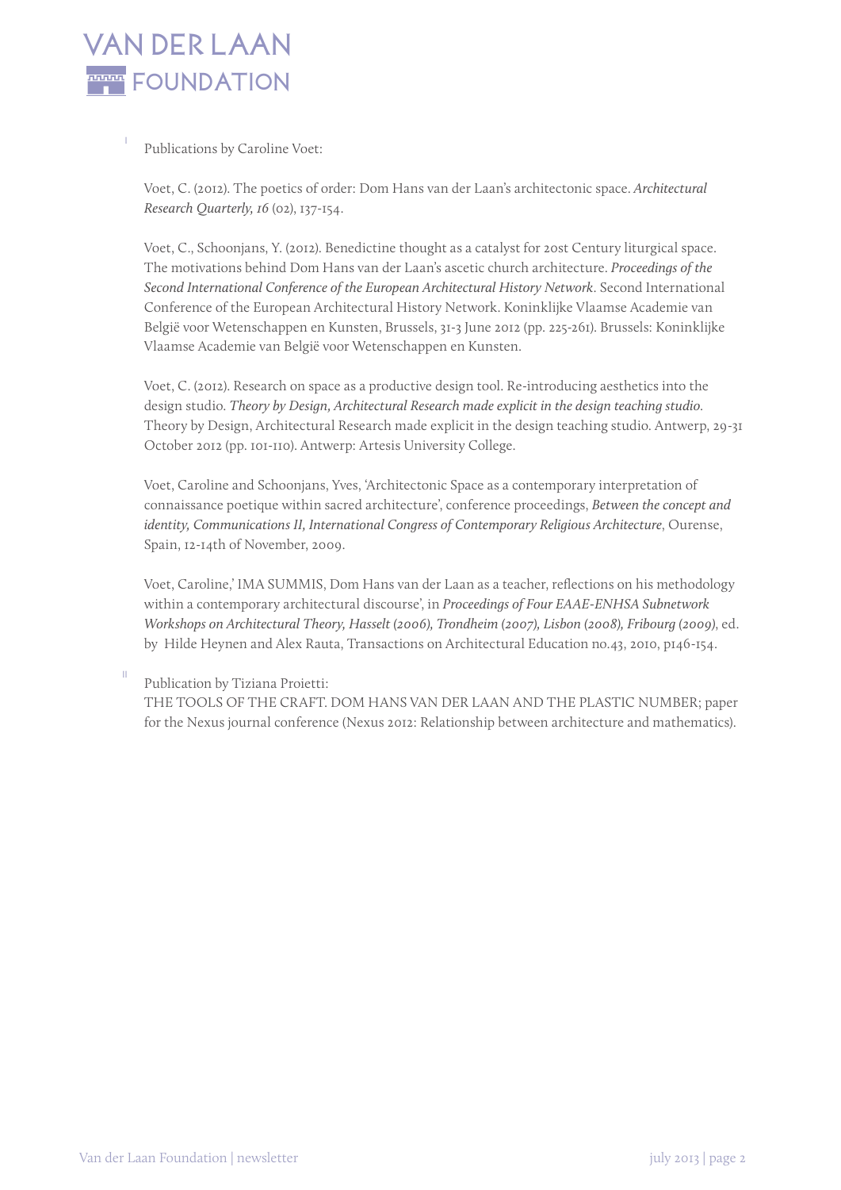I Publications by Caroline Voet:

Voet, C. (2012). The poetics of order: Dom Hans van der Laan's architectonic space. *Architectural Research Quarterly, 16* (02), 137-154.

Voet, C., Schoonjans, Y. (2012). Benedictine thought as a catalyst for 20st Century liturgical space. The motivations behind Dom Hans van der Laan's ascetic church architecture. *Proceedings of the Second International Conference of the European Architectural History Network*. Second International Conference of the European Architectural History Network. Koninklijke Vlaamse Academie van België voor Wetenschappen en Kunsten, Brussels, 31-3 June 2012 (pp. 225-261). Brussels: Koninklijke Vlaamse Academie van België voor Wetenschappen en Kunsten.

Voet, C. (2012). Research on space as a productive design tool. Re-introducing aesthetics into the design studio. *Theory by Design, Architectural Research made explicit in the design teaching studio*. Theory by Design, Architectural Research made explicit in the design teaching studio. Antwerp, 29-31 October 2012 (pp. 101-110). Antwerp: Artesis University College.

Voet, Caroline and Schoonjans, Yves, 'Architectonic Space as a contemporary interpretation of connaissance poetique within sacred architecture', conference proceedings, *Between the concept and identity, Communications II, International Congress of Contemporary Religious Architecture*, Ourense, Spain, 12-14th of November, 2009.

Voet, Caroline,' IMA SUMMIS, Dom Hans van der Laan as a teacher, reflections on his methodology within a contemporary architectural discourse', in *Proceedings of Four EAAE-ENHSA Subnetwork Workshops on Architectural Theory, Hasselt (2006), Trondheim (2007), Lisbon (2008), Fribourg (2009)*, ed. by Hilde Heynen and Alex Rauta, Transactions on Architectural Education no.43, 2010, p146-154.

II Publication by Tiziana Proietti:
THE TOOLS OF THE CRAFT. DOM HANS VAN DER LAAN AND THE PLASTIC NUMBER; paper for the Nexus journal conference (Nexus 2012: Relationship between architecture and mathematics).